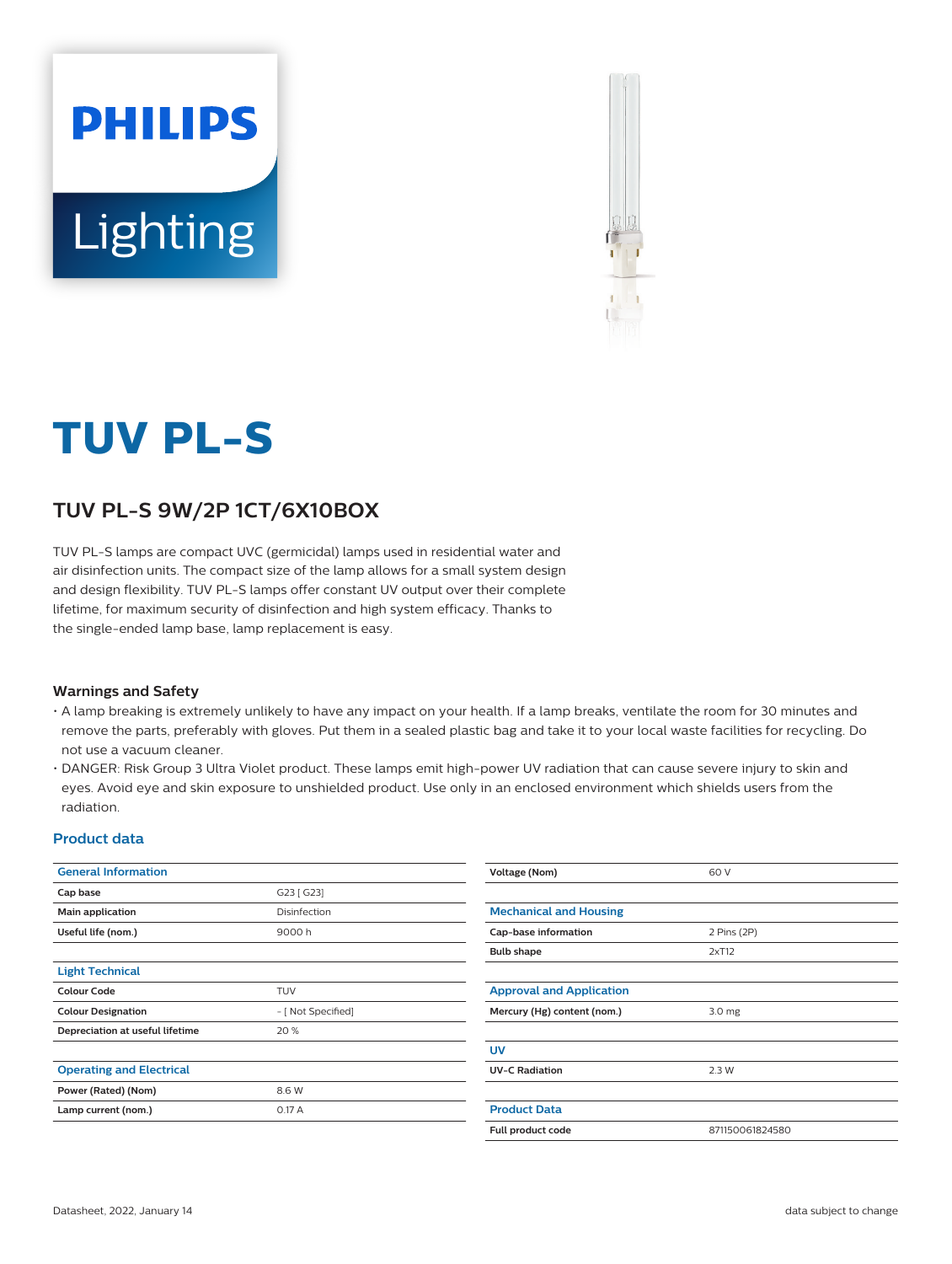PHILIPS

Lighting

# TUV PL-S

## TUV PL-S 9W/2P 1CT/6X10BOX

TUV PL-S lamps are compact UVC (germicidal) lamps used in residential water and air disinfection units. The compact size of the lamp allows for a small system design and design flexibility. TUV PL-S lamps offer constant UV output over their complete lifetime, for maximum security of disinfection and high system efficacy. Thanks to the single-ended lamp base, lamp replacement is easy.

### Warnings and Safety

- A lamp breaking is extremely unlikely to have any impact on your health. If a lamp breaks, ventilate the room for 30 minutes and remove the parts, preferably with gloves. Put them in a sealed plastic bag and take it to your local waste facilities for recycling. Do not use a vacuum cleaner.
- DANGER: Risk Group 3 Ultra Violet product. These lamps emit high-power UV radiation that can cause severe injury to skin and eyes. Avoid eye and skin exposure to unshielded product. Use only in an enclosed environment which shields users from the radiation.

### Product data

| General Information | |
|---|---|
| Cap base | G23 [ G23] |
| Main application | Disinfection |
| Useful life (nom.) | 9000 h |

| Light Technical | |
|---|---|
| Colour Code | TUV |
| Colour Designation | - [ Not Specified] |
| Depreciation at useful lifetime | 20 % |

| Operating and Electrical | |
|---|---|
| Power (Rated) (Nom) | 8.6 W |
| Lamp current (nom.) | 0.17 A |
| Voltage (Nom) | 60 V |

| Mechanical and Housing | |
|---|---|
| Cap-base information | 2 Pins (2P) |
| Bulb shape | 2xT12 |

| Approval and Application | |
|---|---|
| Mercury (Hg) content (nom.) | 3.0 mg |

| UV | |
|---|---|
| UV-C Radiation | 2.3 W |

| Product Data | |
|---|---|
| Full product code | 871150061824580 |

Datasheet, 2022, January 14

data subject to change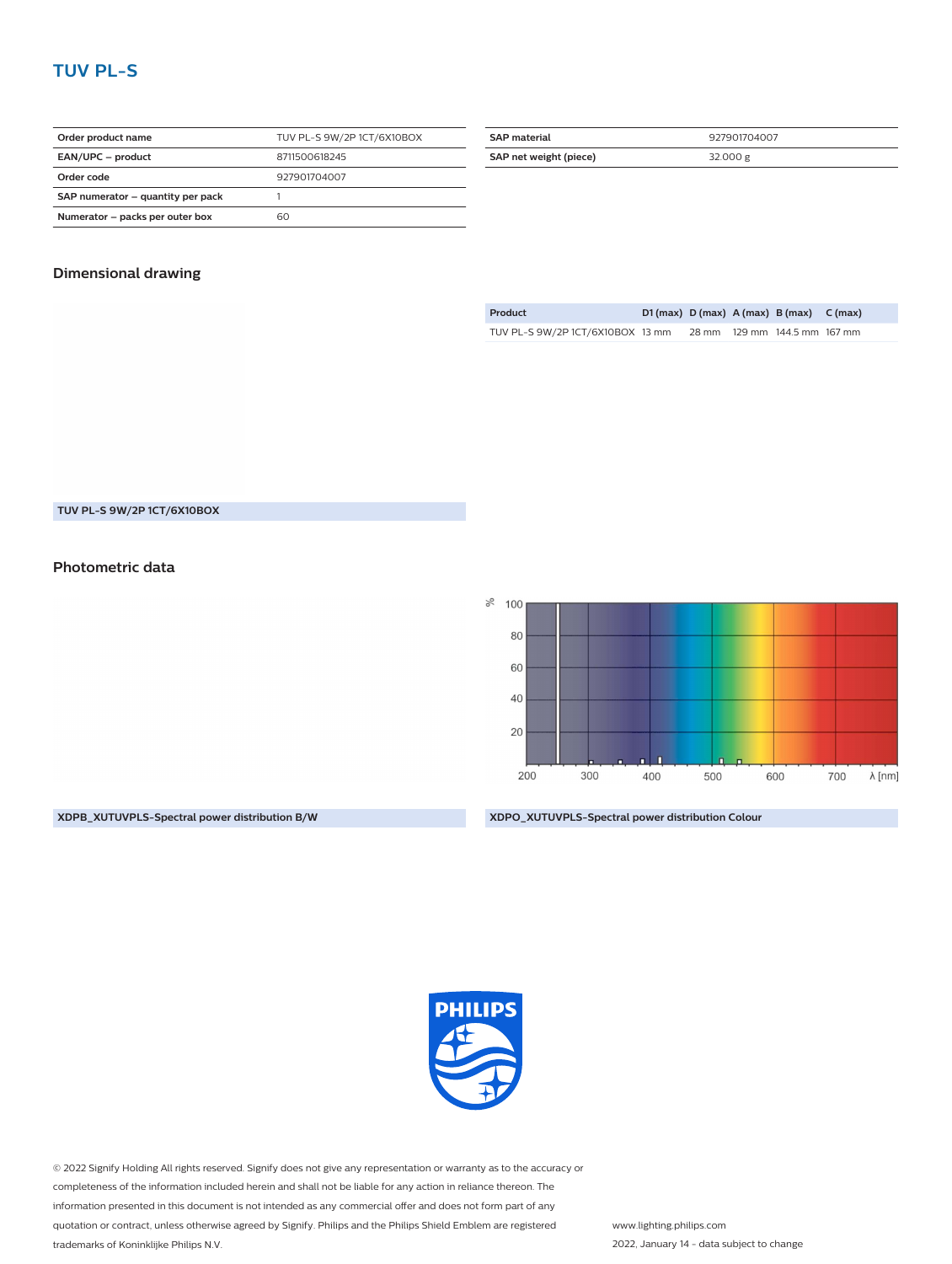# TUV PL-S

| | |
|---|---|
| **Order product name** | TUV PL-S 9W/2P 1CT/6X10BOX |
| **EAN/UPC – product** | 8711500618245 |
| **Order code** | 927901704007 |
| **SAP numerator – quantity per pack** | 1 |
| **Numerator – packs per outer box** | 60 |

| | |
|---|---|
| **SAP material** | 927901704007 |
| **SAP net weight (piece)** | 32.000 g |

## Dimensional drawing

| Product | D1 (max) | D (max) | A (max) | B (max) | C (max) |
|---|---|---|---|---|---|
| TUV PL-S 9W/2P 1CT/6X10BOX | 13 mm | 28 mm | 129 mm | 144.5 mm | 167 mm |

**TUV PL-S 9W/2P 1CT/6X10BOX**

## Photometric data

**XDPB_XUTUVPLS-Spectral power distribution B/W**

%
100
80
60
40
20
200
300
400
500
600
700
λ [nm]

**XDPO_XUTUVPLS-Spectral power distribution Colour**

© 2022 Signify Holding All rights reserved. Signify does not give any representation or warranty as to the accuracy or completeness of the information included herein and shall not be liable for any action in reliance thereon. The information presented in this document is not intended as any commercial offer and does not form part of any quotation or contract, unless otherwise agreed by Signify. Philips and the Philips Shield Emblem are registered trademarks of Koninklijke Philips N.V.

www.lighting.philips.com

2022, January 14 - data subject to change